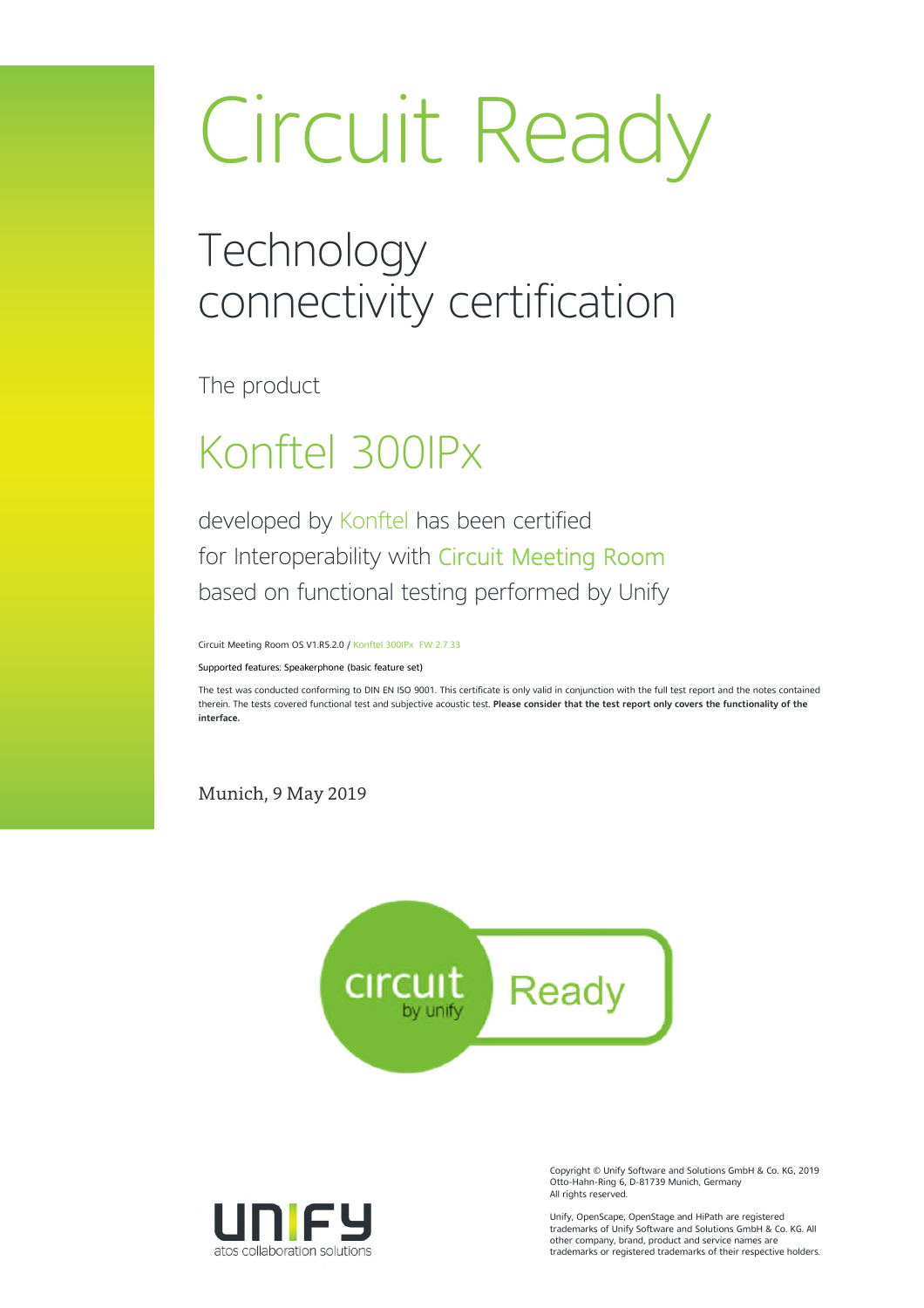# Circuit Ready

## Technology connectivity certification

The product

## Konftel 300IPx

developed by Konftel has been certified
for Interoperability with Circuit Meeting Room
based on functional testing performed by Unify

Circuit Meeting Room OS V1.R5.2.0 / Konftel 300IPx FW 2.7.33

Supported features: Speakerphone (basic feature set)

The test was conducted conforming to DIN EN ISO 9001. This certificate is only valid in conjunction with the full test report and the notes contained therein. The tests covered functional test and subjective acoustic test. **Please consider that the test report only covers the functionality of the interface.**

Munich, 9 May 2019

circuit by unify Ready

Copyright © Unify Software and Solutions GmbH & Co. KG, 2019
Otto-Hahn-Ring 6, D-81739 Munich, Germany
All rights reserved.

Unify, OpenScape, OpenStage and HiPath are registered trademarks of Unify Software and Solutions GmbH & Co. KG. All other company, brand, product and service names are trademarks or registered trademarks of their respective holders.

UNIFY
atos collaboration solutions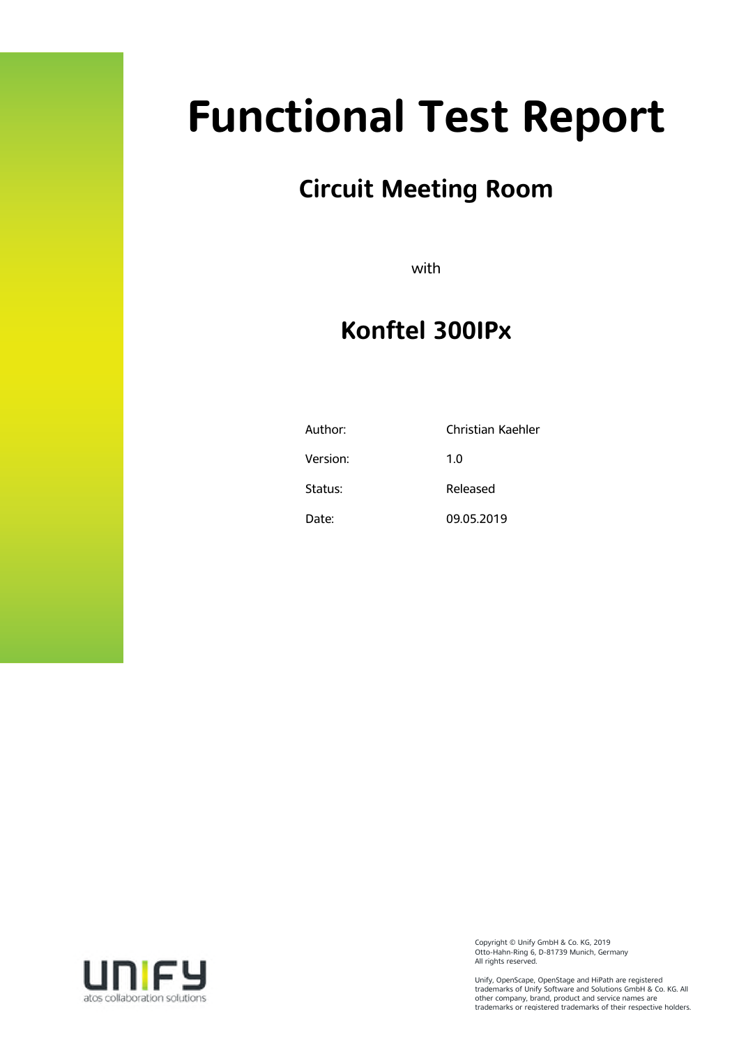# Functional Test Report

## Circuit Meeting Room

with

## Konftel 300IPx

| | |
|---|---|
| Author: | Christian Kaehler |
| Version: | 1.0 |
| Status: | Released |
| Date: | 09.05.2019 |

Copyright © Unify GmbH & Co. KG, 2019
Otto-Hahn-Ring 6, D-81739 Munich, Germany
All rights reserved.

Unify, OpenScape, OpenStage and HiPath are registered trademarks of Unify Software and Solutions GmbH & Co. KG. All other company, brand, product and service names are trademarks or registered trademarks of their respective holders.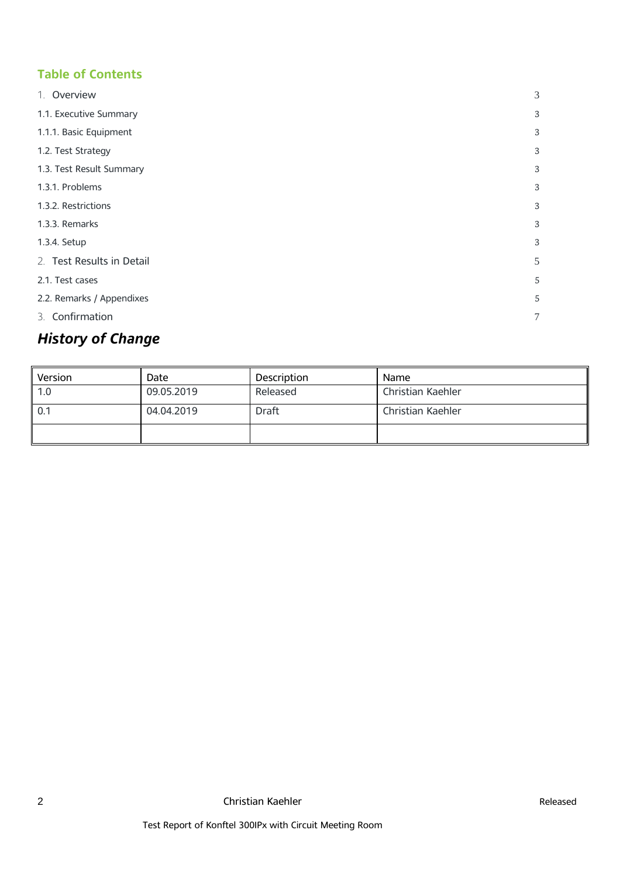## Table of Contents

| | |
|---|---|
| 1. Overview | 3 |
| 1.1. Executive Summary | 3 |
| 1.1.1. Basic Equipment | 3 |
| 1.2. Test Strategy | 3 |
| 1.3. Test Result Summary | 3 |
| 1.3.1. Problems | 3 |
| 1.3.2. Restrictions | 3 |
| 1.3.3. Remarks | 3 |
| 1.3.4. Setup | 3 |
| 2. Test Results in Detail | 5 |
| 2.1. Test cases | 5 |
| 2.2. Remarks / Appendixes | 5 |
| 3. Confirmation | 7 |

## *History of Change*

| Version | Date | Description | Name |
|---|---|---|---|
| 1.0 | 09.05.2019 | Released | Christian Kaehler |
| 0.1 | 04.04.2019 | Draft | Christian Kaehler |
| | | | |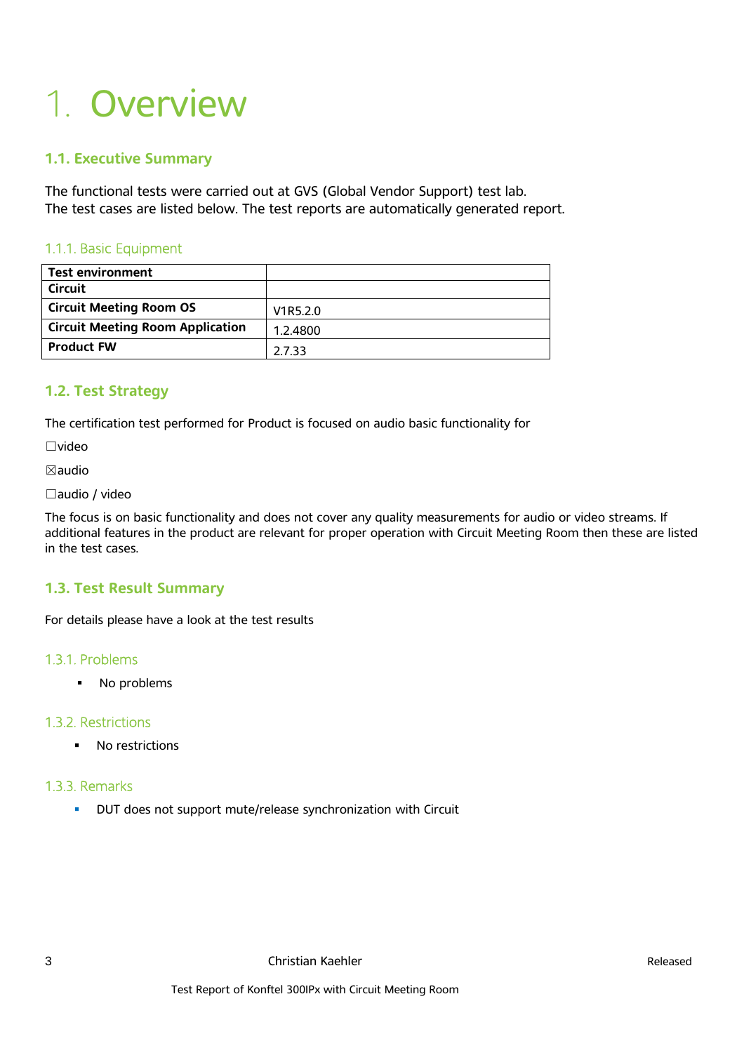# 1. Overview

## 1.1. Executive Summary

The functional tests were carried out at GVS (Global Vendor Support) test lab.
The test cases are listed below. The test reports are automatically generated report.

### 1.1.1. Basic Equipment

| **Test environment** | |
|---|---|
| **Circuit** | |
| **Circuit Meeting Room OS** | V1R5.2.0 |
| **Circuit Meeting Room Application** | 1.2.4800 |
| **Product FW** | 2.7.33 |

## 1.2. Test Strategy

The certification test performed for Product is focused on audio basic functionality for

☐video

☒audio

☐audio / video

The focus is on basic functionality and does not cover any quality measurements for audio or video streams. If additional features in the product are relevant for proper operation with Circuit Meeting Room then these are listed in the test cases.

## 1.3. Test Result Summary

For details please have a look at the test results

### 1.3.1. Problems

- No problems

### 1.3.2. Restrictions

- No restrictions

### 1.3.3. Remarks

- DUT does not support mute/release synchronization with Circuit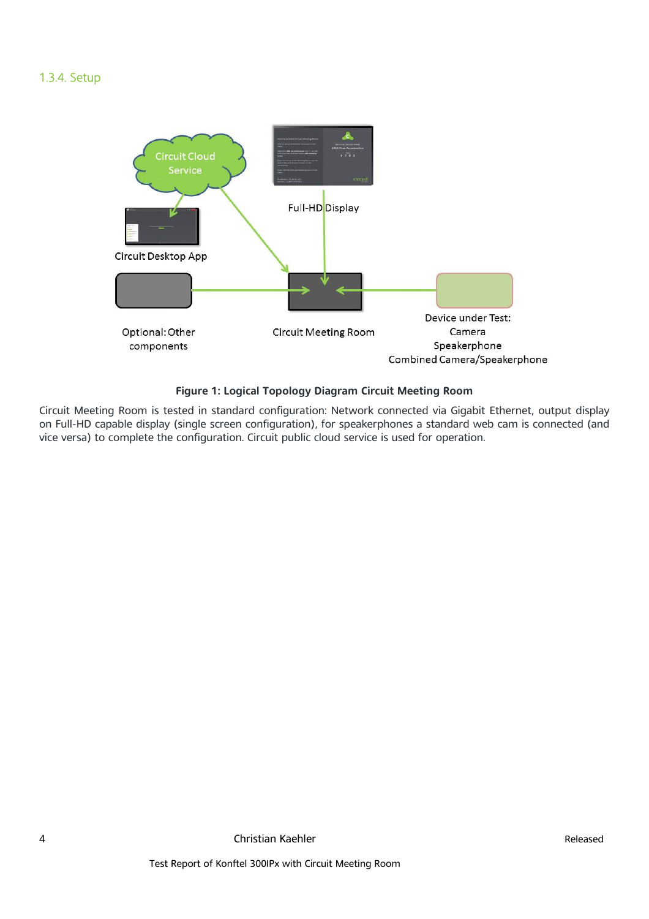### 1.3.4. Setup

Circuit Cloud Service

Full-HD Display

Circuit Desktop App

Optional: Other components

Circuit Meeting Room

Device under Test:
Camera
Speakerphone
Combined Camera/Speakerphone

**Figure 1: Logical Topology Diagram Circuit Meeting Room**

Circuit Meeting Room is tested in standard configuration: Network connected via Gigabit Ethernet, output display on Full-HD capable display (single screen configuration), for speakerphones a standard web cam is connected (and vice versa) to complete the configuration. Circuit public cloud service is used for operation.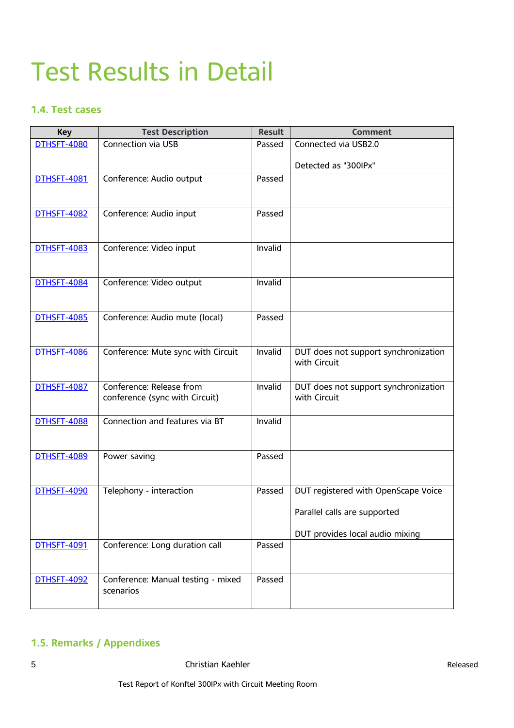# Test Results in Detail

## 1.4. Test cases

| Key | Test Description | Result | Comment |
|---|---|---|---|
| DTHSFT-4080 | Connection via USB | Passed | Connected via USB2.0<br><br>Detected as "300IPx" |
| DTHSFT-4081 | Conference: Audio output | Passed | |
| DTHSFT-4082 | Conference: Audio input | Passed | |
| DTHSFT-4083 | Conference: Video input | Invalid | |
| DTHSFT-4084 | Conference: Video output | Invalid | |
| DTHSFT-4085 | Conference: Audio mute (local) | Passed | |
| DTHSFT-4086 | Conference: Mute sync with Circuit | Invalid | DUT does not support synchronization with Circuit |
| DTHSFT-4087 | Conference: Release from conference (sync with Circuit) | Invalid | DUT does not support synchronization with Circuit |
| DTHSFT-4088 | Connection and features via BT | Invalid | |
| DTHSFT-4089 | Power saving | Passed | |
| DTHSFT-4090 | Telephony - interaction | Passed | DUT registered with OpenScape Voice<br><br>Parallel calls are supported<br><br>DUT provides local audio mixing |
| DTHSFT-4091 | Conference: Long duration call | Passed | |
| DTHSFT-4092 | Conference: Manual testing - mixed scenarios | Passed | |

## 1.5. Remarks / Appendixes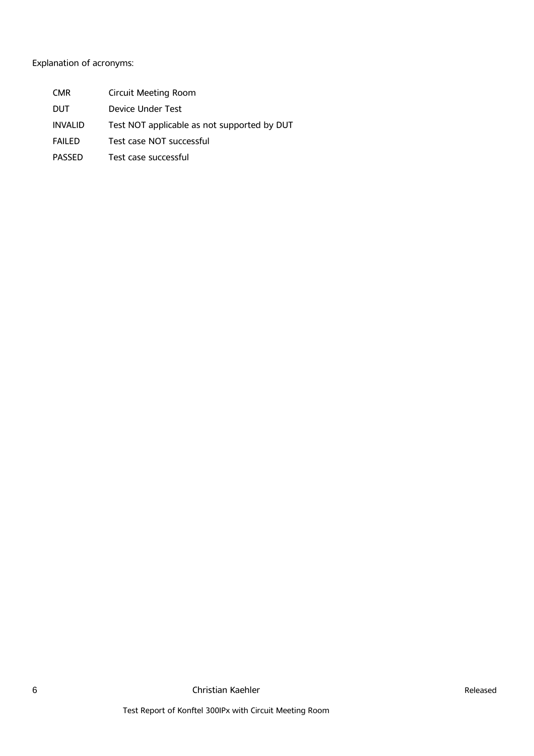Explanation of acronyms:

| | |
|---|---|
| CMR | Circuit Meeting Room |
| DUT | Device Under Test |
| INVALID | Test NOT applicable as not supported by DUT |
| FAILED | Test case NOT successful |
| PASSED | Test case successful |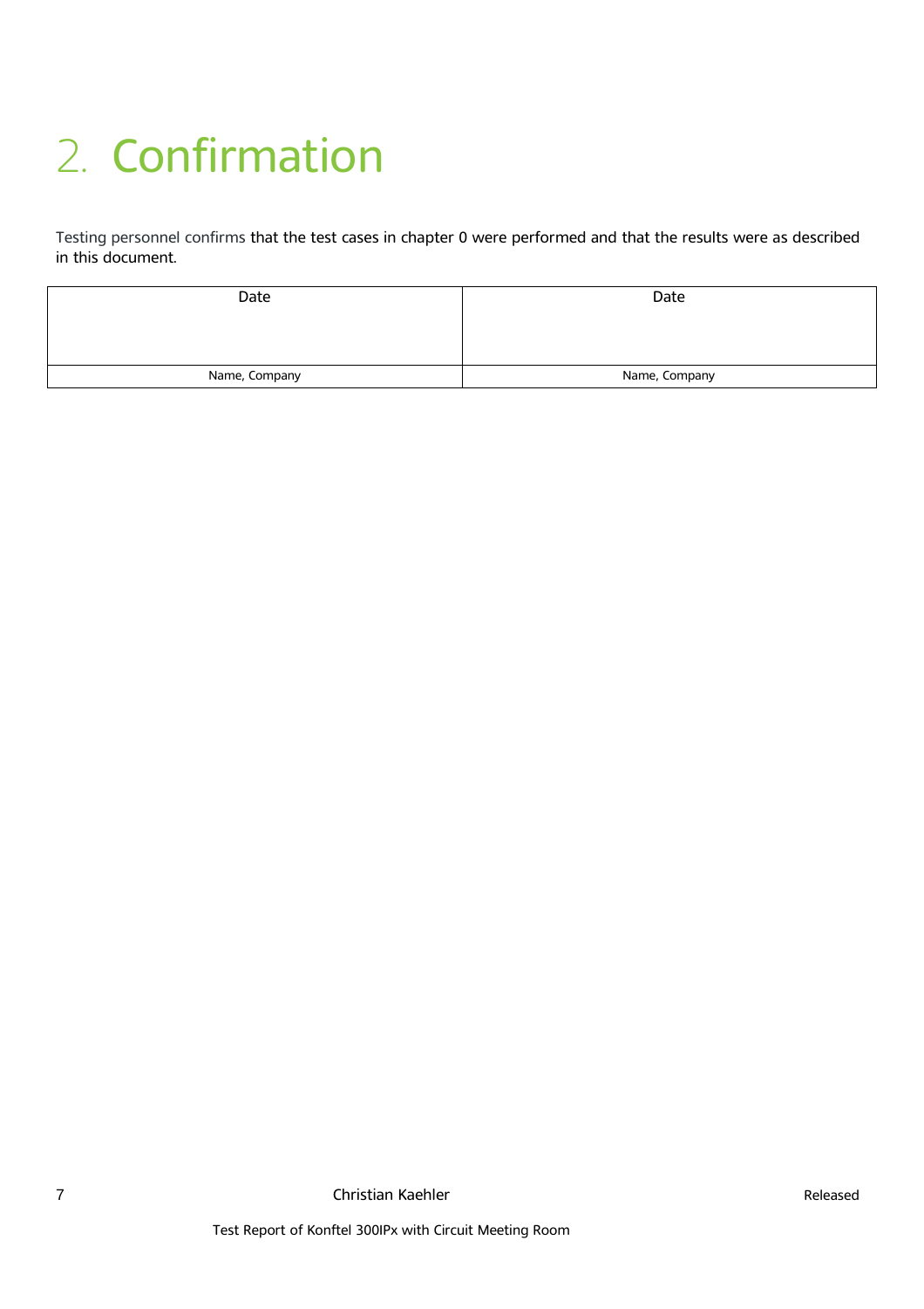# 2. Confirmation

Testing personnel confirms that the test cases in chapter 0 were performed and that the results were as described in this document.

| Date | Date |
|---|---|
| | |
| Name, Company | Name, Company |